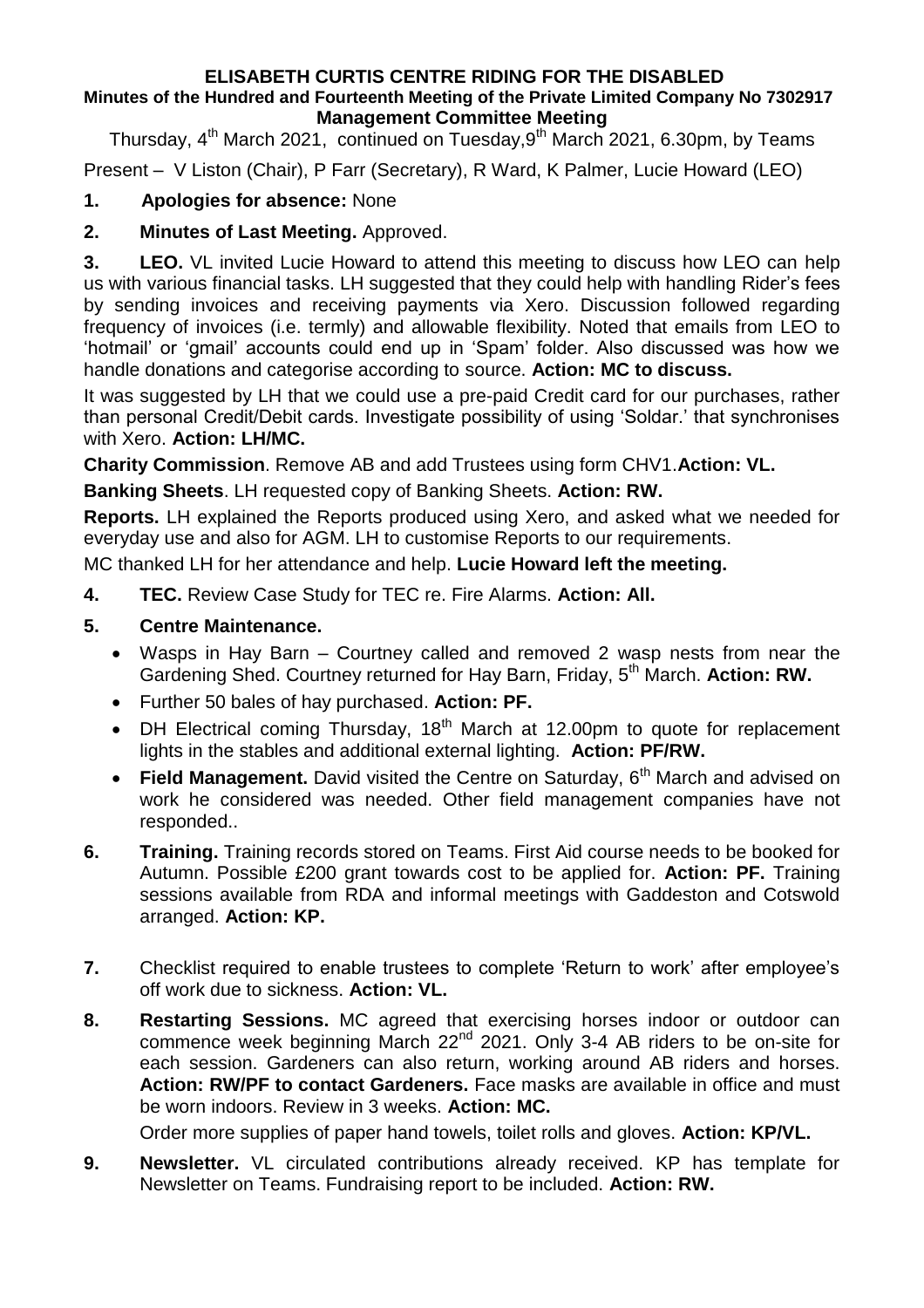**ELISABETH CURTIS CENTRE RIDING FOR THE DISABLED**
**Minutes of the Hundred and Fourteenth Meeting of the Private Limited Company No 7302917**
**Management Committee Meeting**

Thursday, 4th March 2021, continued on Tuesday, 9th March 2021, 6.30pm, by Teams

Present – V Liston (Chair), P Farr (Secretary), R Ward, K Palmer, Lucie Howard (LEO)

**1. Apologies for absence:** None

**2. Minutes of Last Meeting.** Approved.

**3. LEO.** VL invited Lucie Howard to attend this meeting to discuss how LEO can help us with various financial tasks. LH suggested that they could help with handling Rider's fees by sending invoices and receiving payments via Xero. Discussion followed regarding frequency of invoices (i.e. termly) and allowable flexibility. Noted that emails from LEO to 'hotmail' or 'gmail' accounts could end up in 'Spam' folder. Also discussed was how we handle donations and categorise according to source. **Action: MC to discuss.**

It was suggested by LH that we could use a pre-paid Credit card for our purchases, rather than personal Credit/Debit cards. Investigate possibility of using 'Soldar.' that synchronises with Xero. **Action: LH/MC.**

**Charity Commission**. Remove AB and add Trustees using form CHV1. **Action: VL.**

**Banking Sheets**. LH requested copy of Banking Sheets. **Action: RW.**

**Reports.** LH explained the Reports produced using Xero, and asked what we needed for everyday use and also for AGM. LH to customise Reports to our requirements.

MC thanked LH for her attendance and help. **Lucie Howard left the meeting.**

**4. TEC.** Review Case Study for TEC re. Fire Alarms. **Action: All.**

**5. Centre Maintenance.**

- Wasps in Hay Barn – Courtney called and removed 2 wasp nests from near the Gardening Shed. Courtney returned for Hay Barn, Friday, 5th March. **Action: RW.**
- Further 50 bales of hay purchased. **Action: PF.**
- DH Electrical coming Thursday, 18th March at 12.00pm to quote for replacement lights in the stables and additional external lighting. **Action: PF/RW.**
- **Field Management.** David visited the Centre on Saturday, 6th March and advised on work he considered was needed. Other field management companies have not responded..

**6. Training.** Training records stored on Teams. First Aid course needs to be booked for Autumn. Possible £200 grant towards cost to be applied for. **Action: PF.** Training sessions available from RDA and informal meetings with Gaddeston and Cotswold arranged. **Action: KP.**

**7.** Checklist required to enable trustees to complete 'Return to work' after employee's off work due to sickness. **Action: VL.**

**8. Restarting Sessions.** MC agreed that exercising horses indoor or outdoor can commence week beginning March 22nd 2021. Only 3-4 AB riders to be on-site for each session. Gardeners can also return, working around AB riders and horses. **Action: RW/PF to contact Gardeners.** Face masks are available in office and must be worn indoors. Review in 3 weeks. **Action: MC.**

Order more supplies of paper hand towels, toilet rolls and gloves. **Action: KP/VL.**

**9. Newsletter.** VL circulated contributions already received. KP has template for Newsletter on Teams. Fundraising report to be included. **Action: RW.**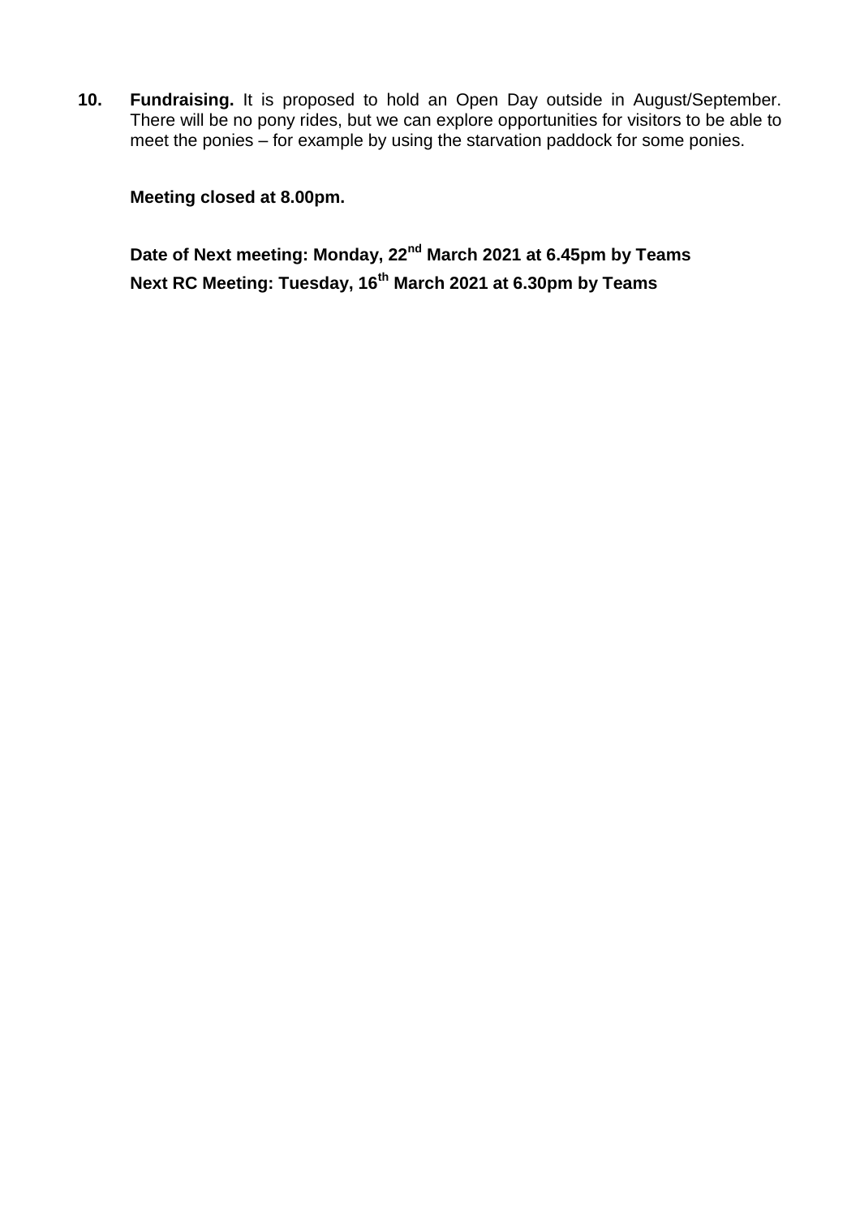**10.** **Fundraising.** It is proposed to hold an Open Day outside in August/September. There will be no pony rides, but we can explore opportunities for visitors to be able to meet the ponies – for example by using the starvation paddock for some ponies.

**Meeting closed at 8.00pm.**

**Date of Next meeting: Monday, 22nd March 2021 at 6.45pm by Teams**

**Next RC Meeting: Tuesday, 16th March 2021 at 6.30pm by Teams**